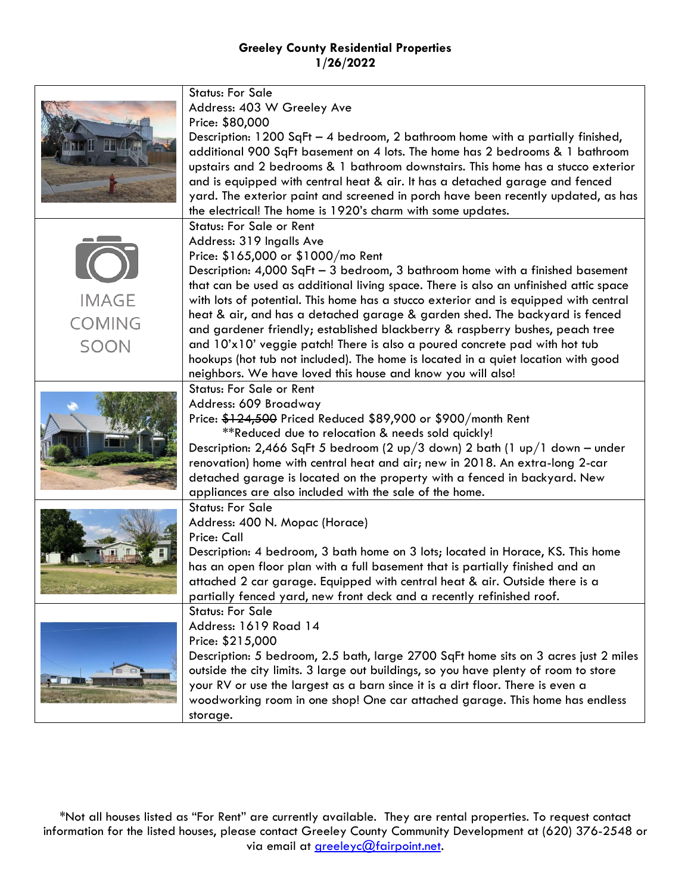**Greeley County Residential Properties**
**1/26/2022**

| | |
|---|---|
| | Status: For Sale<br>Address: 403 W Greeley Ave<br>Price: $80,000<br>Description: 1200 SqFt – 4 bedroom, 2 bathroom home with a partially finished, additional 900 SqFt basement on 4 lots. The home has 2 bedrooms & 1 bathroom upstairs and 2 bedrooms & 1 bathroom downstairs. This home has a stucco exterior and is equipped with central heat & air. It has a detached garage and fenced yard. The exterior paint and screened in porch have been recently updated, as has the electrical! The home is 1920's charm with some updates. |
| IMAGE COMING SOON | Status: For Sale or Rent<br>Address: 319 Ingalls Ave<br>Price: $165,000 or $1000/mo Rent<br>Description: 4,000 SqFt – 3 bedroom, 3 bathroom home with a finished basement that can be used as additional living space. There is also an unfinished attic space with lots of potential. This home has a stucco exterior and is equipped with central heat & air, and has a detached garage & garden shed. The backyard is fenced and gardener friendly; established blackberry & raspberry bushes, peach tree and 10'x10' veggie patch! There is also a poured concrete pad with hot tub hookups (hot tub not included). The home is located in a quiet location with good neighbors. We have loved this house and know you will also! |
| | Status: For Sale or Rent<br>Address: 609 Broadway<br>Price: ~~$124,500~~ Priced Reduced $89,900 or $900/month Rent<br>**Reduced due to relocation & needs sold quickly!<br>Description: 2,466 SqFt 5 bedroom (2 up/3 down) 2 bath (1 up/1 down – under renovation) home with central heat and air; new in 2018. An extra-long 2-car detached garage is located on the property with a fenced in backyard. New appliances are also included with the sale of the home. |
| | Status: For Sale<br>Address: 400 N. Mopac (Horace)<br>Price: Call<br>Description: 4 bedroom, 3 bath home on 3 lots; located in Horace, KS. This home has an open floor plan with a full basement that is partially finished and an attached 2 car garage. Equipped with central heat & air. Outside there is a partially fenced yard, new front deck and a recently refinished roof. |
| | Status: For Sale<br>Address: 1619 Road 14<br>Price: $215,000<br>Description: 5 bedroom, 2.5 bath, large 2700 SqFt home sits on 3 acres just 2 miles outside the city limits. 3 large out buildings, so you have plenty of room to store your RV or use the largest as a barn since it is a dirt floor. There is even a woodworking room in one shop! One car attached garage. This home has endless storage. |

*Not all houses listed as "For Rent" are currently available. They are rental properties. To request contact information for the listed houses, please contact Greeley County Community Development at (620) 376-2548 or via email at greeleyc@fairpoint.net.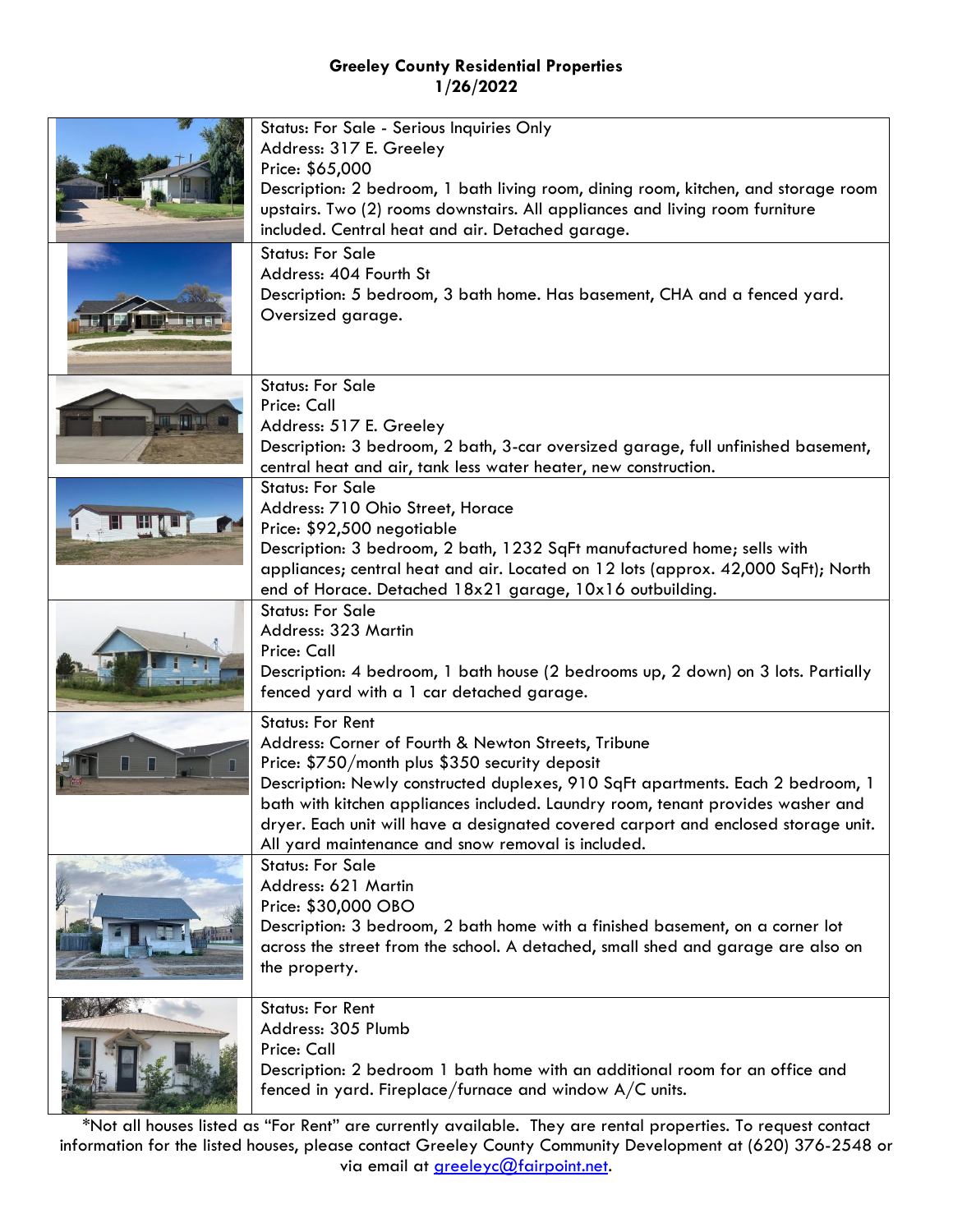**Greeley County Residential Properties**
**1/26/2022**

| | |
|---|---|
| | Status: For Sale - Serious Inquiries Only<br>Address: 317 E. Greeley<br>Price: $65,000<br>Description: 2 bedroom, 1 bath living room, dining room, kitchen, and storage room upstairs. Two (2) rooms downstairs. All appliances and living room furniture included. Central heat and air. Detached garage. |
| | Status: For Sale<br>Address: 404 Fourth St<br>Description: 5 bedroom, 3 bath home. Has basement, CHA and a fenced yard. Oversized garage. |
| | Status: For Sale<br>Price: Call<br>Address: 517 E. Greeley<br>Description: 3 bedroom, 2 bath, 3-car oversized garage, full unfinished basement, central heat and air, tank less water heater, new construction. |
| | Status: For Sale<br>Address: 710 Ohio Street, Horace<br>Price: $92,500 negotiable<br>Description: 3 bedroom, 2 bath, 1232 SqFt manufactured home; sells with appliances; central heat and air. Located on 12 lots (approx. 42,000 SqFt); North end of Horace. Detached 18x21 garage, 10x16 outbuilding. |
| | Status: For Sale<br>Address: 323 Martin<br>Price: Call<br>Description: 4 bedroom, 1 bath house (2 bedrooms up, 2 down) on 3 lots. Partially fenced yard with a 1 car detached garage. |
| | Status: For Rent<br>Address: Corner of Fourth & Newton Streets, Tribune<br>Price: $750/month plus $350 security deposit<br>Description: Newly constructed duplexes, 910 SqFt apartments. Each 2 bedroom, 1 bath with kitchen appliances included. Laundry room, tenant provides washer and dryer. Each unit will have a designated covered carport and enclosed storage unit. All yard maintenance and snow removal is included. |
| | Status: For Sale<br>Address: 621 Martin<br>Price: $30,000 OBO<br>Description: 3 bedroom, 2 bath home with a finished basement, on a corner lot across the street from the school. A detached, small shed and garage are also on the property. |
| | Status: For Rent<br>Address: 305 Plumb<br>Price: Call<br>Description: 2 bedroom 1 bath home with an additional room for an office and fenced in yard. Fireplace/furnace and window A/C units. |

*Not all houses listed as "For Rent" are currently available. They are rental properties. To request contact information for the listed houses, please contact Greeley County Community Development at (620) 376-2548 or via email at greeleyc@fairpoint.net.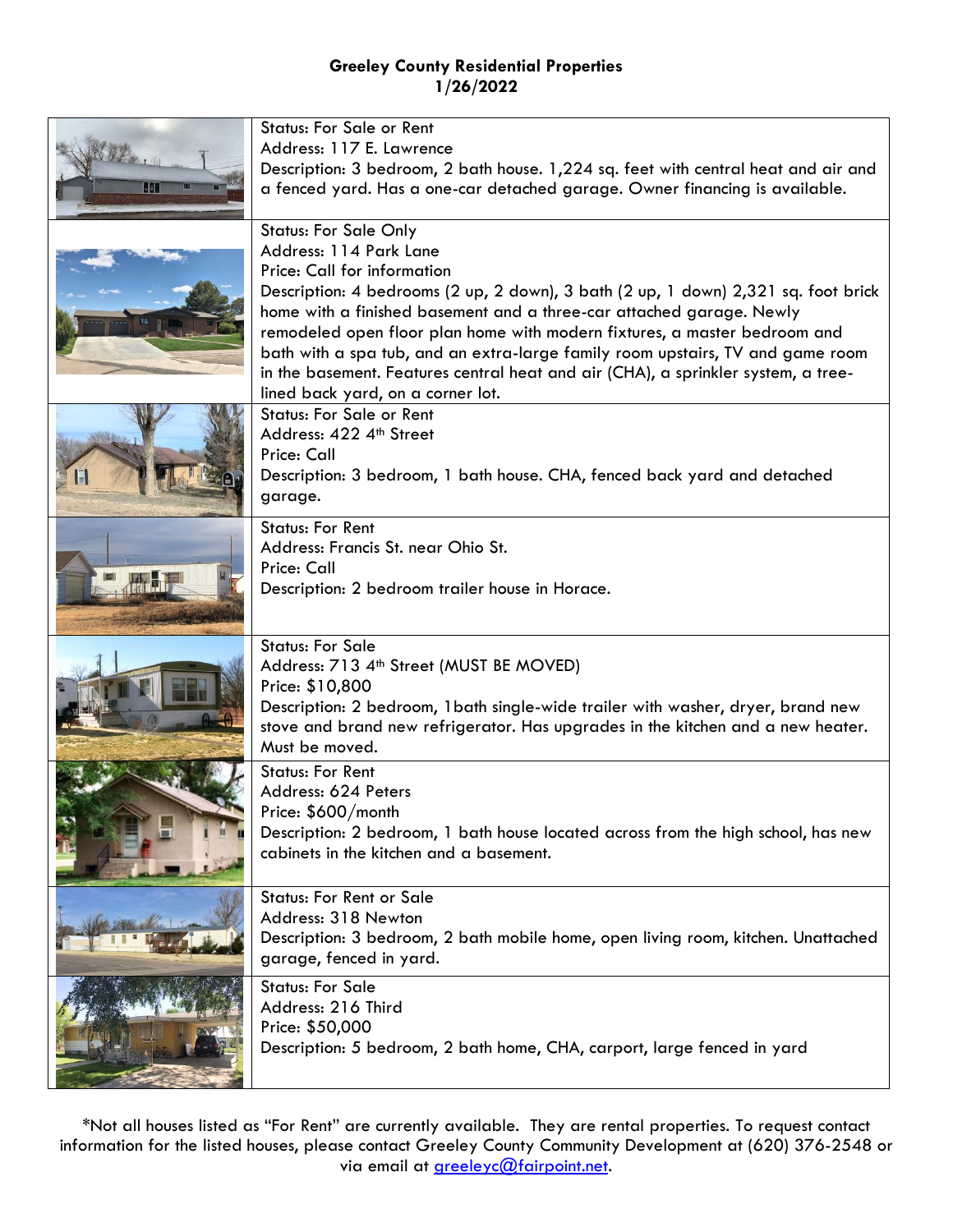**Greeley County Residential Properties**
**1/26/2022**

| | |
|---|---|
| | Status: For Sale or Rent<br>Address: 117 E. Lawrence<br>Description: 3 bedroom, 2 bath house. 1,224 sq. feet with central heat and air and a fenced yard. Has a one-car detached garage. Owner financing is available. |
| | Status: For Sale Only<br>Address: 114 Park Lane<br>Price: Call for information<br>Description: 4 bedrooms (2 up, 2 down), 3 bath (2 up, 1 down) 2,321 sq. foot brick home with a finished basement and a three-car attached garage. Newly remodeled open floor plan home with modern fixtures, a master bedroom and bath with a spa tub, and an extra-large family room upstairs, TV and game room in the basement. Features central heat and air (CHA), a sprinkler system, a tree-lined back yard, on a corner lot. |
| | Status: For Sale or Rent<br>Address: 422 4th Street<br>Price: Call<br>Description: 3 bedroom, 1 bath house. CHA, fenced back yard and detached garage. |
| | Status: For Rent<br>Address: Francis St. near Ohio St.<br>Price: Call<br>Description: 2 bedroom trailer house in Horace. |
| | Status: For Sale<br>Address: 713 4th Street (MUST BE MOVED)<br>Price: $10,800<br>Description: 2 bedroom, 1bath single-wide trailer with washer, dryer, brand new stove and brand new refrigerator. Has upgrades in the kitchen and a new heater. Must be moved. |
| | Status: For Rent<br>Address: 624 Peters<br>Price: $600/month<br>Description: 2 bedroom, 1 bath house located across from the high school, has new cabinets in the kitchen and a basement. |
| | Status: For Rent or Sale<br>Address: 318 Newton<br>Description: 3 bedroom, 2 bath mobile home, open living room, kitchen. Unattached garage, fenced in yard. |
| | Status: For Sale<br>Address: 216 Third<br>Price: $50,000<br>Description: 5 bedroom, 2 bath home, CHA, carport, large fenced in yard |

*Not all houses listed as "For Rent" are currently available. They are rental properties. To request contact information for the listed houses, please contact Greeley County Community Development at (620) 376-2548 or via email at greeleyc@fairpoint.net.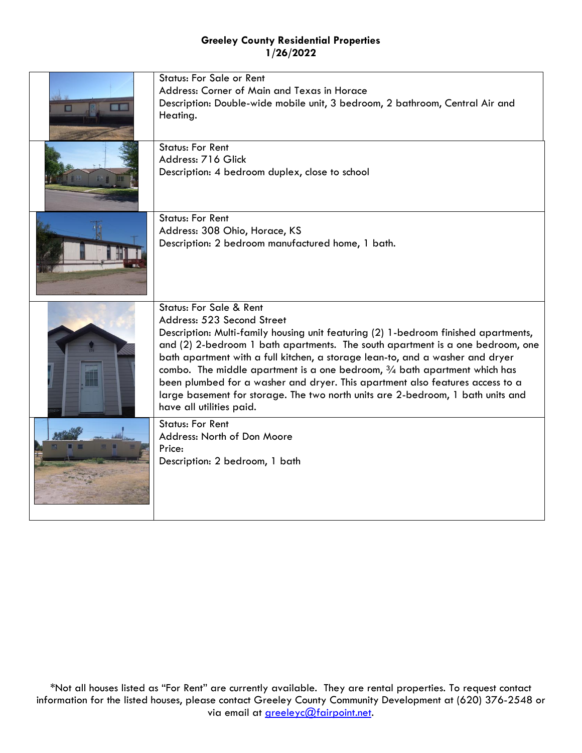**Greeley County Residential Properties**
**1/26/2022**

| | |
|---|---|
| | Status: For Sale or Rent<br>Address: Corner of Main and Texas in Horace<br>Description: Double-wide mobile unit, 3 bedroom, 2 bathroom, Central Air and Heating. |
| | Status: For Rent<br>Address: 716 Glick<br>Description: 4 bedroom duplex, close to school |
| | Status: For Rent<br>Address: 308 Ohio, Horace, KS<br>Description: 2 bedroom manufactured home, 1 bath. |
| | Status: For Sale & Rent<br>Address: 523 Second Street<br>Description: Multi-family housing unit featuring (2) 1-bedroom finished apartments, and (2) 2-bedroom 1 bath apartments. The south apartment is a one bedroom, one bath apartment with a full kitchen, a storage lean-to, and a washer and dryer combo. The middle apartment is a one bedroom, ¾ bath apartment which has been plumbed for a washer and dryer. This apartment also features access to a large basement for storage. The two north units are 2-bedroom, 1 bath units and have all utilities paid. |
| | Status: For Rent<br>Address: North of Don Moore<br>Price:<br>Description: 2 bedroom, 1 bath |

*Not all houses listed as "For Rent" are currently available. They are rental properties. To request contact information for the listed houses, please contact Greeley County Community Development at (620) 376-2548 or via email at greeleyc@fairpoint.net.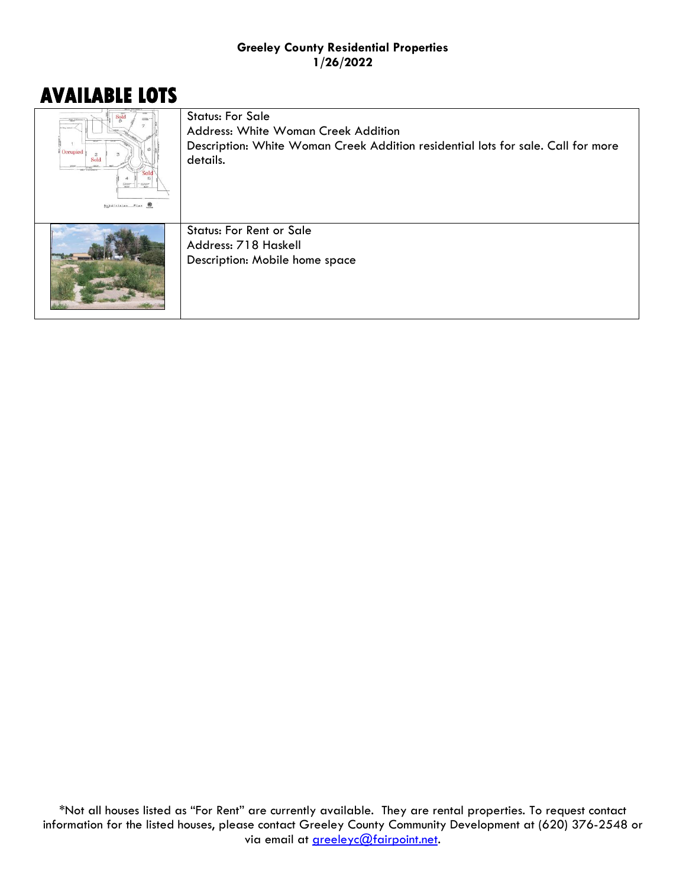**Greeley County Residential Properties**
**1/26/2022**

# AVAILABLE LOTS

| | |
|---|---|
| | Status: For Sale<br>Address: White Woman Creek Addition<br>Description: White Woman Creek Addition residential lots for sale. Call for more details. |
| | Status: For Rent or Sale<br>Address: 718 Haskell<br>Description: Mobile home space |

*Not all houses listed as "For Rent" are currently available. They are rental properties. To request contact information for the listed houses, please contact Greeley County Community Development at (620) 376-2548 or via email at greeleyc@fairpoint.net.